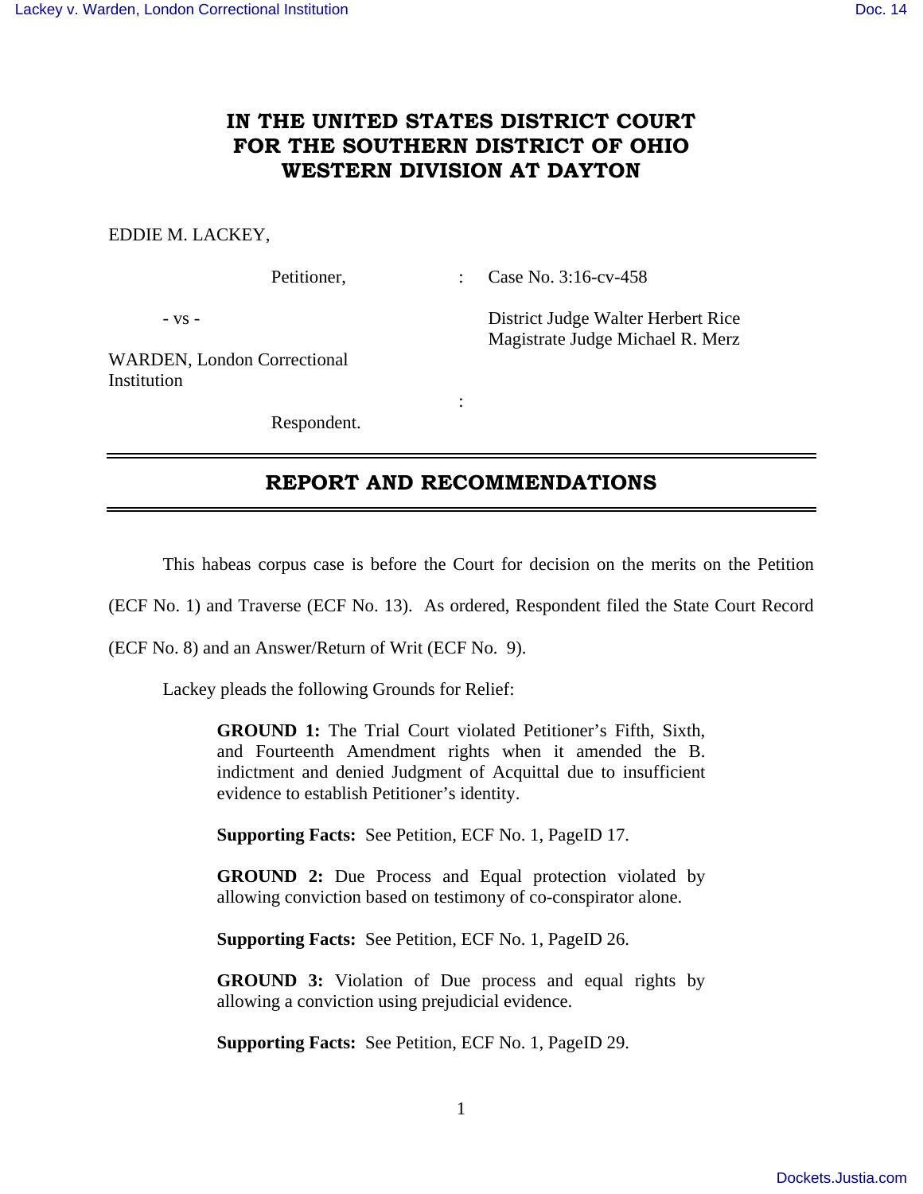# IN THE UNITED STATES DISTRICT COURT FOR THE SOUTHERN DISTRICT OF OHIO WESTERN DIVISION AT DAYTON

EDDIE M. LACKEY,

Petitioner, : Case No. 3:16-cv-458

- vs - District Judge Walter Herbert Rice
Magistrate Judge Michael R. Merz

WARDEN, London Correctional Institution

:

Respondent.

## REPORT AND RECOMMENDATIONS

This habeas corpus case is before the Court for decision on the merits on the Petition (ECF No. 1) and Traverse (ECF No. 13). As ordered, Respondent filed the State Court Record (ECF No. 8) and an Answer/Return of Writ (ECF No. 9).

Lackey pleads the following Grounds for Relief:

> **GROUND 1:** The Trial Court violated Petitioner's Fifth, Sixth, and Fourteenth Amendment rights when it amended the B. indictment and denied Judgment of Acquittal due to insufficient evidence to establish Petitioner's identity.
>
> **Supporting Facts:** See Petition, ECF No. 1, PageID 17.
>
> **GROUND 2:** Due Process and Equal protection violated by allowing conviction based on testimony of co-conspirator alone.
>
> **Supporting Facts:** See Petition, ECF No. 1, PageID 26.
>
> **GROUND 3:** Violation of Due process and equal rights by allowing a conviction using prejudicial evidence.
>
> **Supporting Facts:** See Petition, ECF No. 1, PageID 29.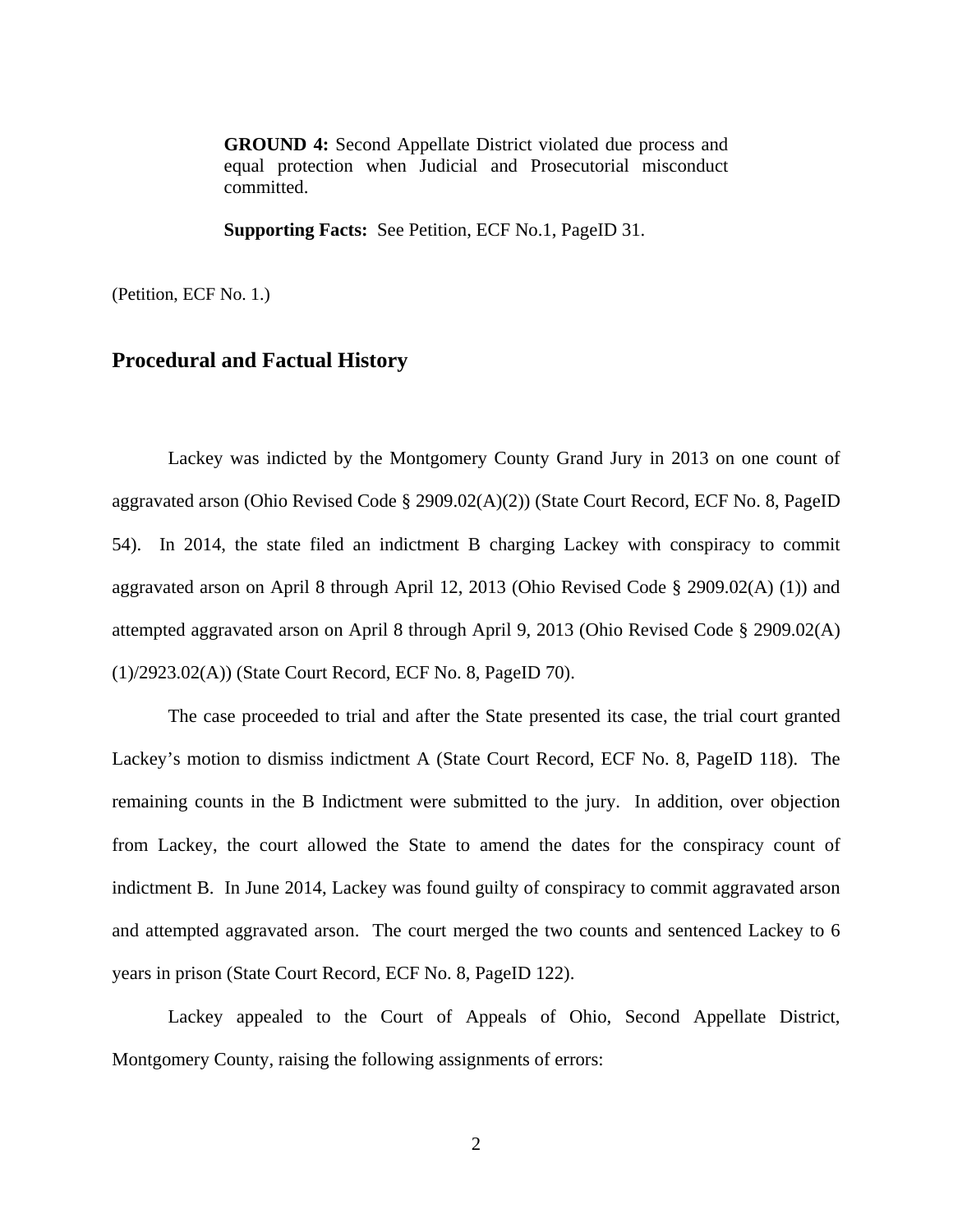> **GROUND 4:** Second Appellate District violated due process and equal protection when Judicial and Prosecutorial misconduct committed.
>
> **Supporting Facts:** See Petition, ECF No.1, PageID 31.

(Petition, ECF No. 1.)

## Procedural and Factual History

Lackey was indicted by the Montgomery County Grand Jury in 2013 on one count of aggravated arson (Ohio Revised Code § 2909.02(A)(2)) (State Court Record, ECF No. 8, PageID 54). In 2014, the state filed an indictment B charging Lackey with conspiracy to commit aggravated arson on April 8 through April 12, 2013 (Ohio Revised Code § 2909.02(A) (1)) and attempted aggravated arson on April 8 through April 9, 2013 (Ohio Revised Code § 2909.02(A) (1)/2923.02(A)) (State Court Record, ECF No. 8, PageID 70).

The case proceeded to trial and after the State presented its case, the trial court granted Lackey's motion to dismiss indictment A (State Court Record, ECF No. 8, PageID 118). The remaining counts in the B Indictment were submitted to the jury. In addition, over objection from Lackey, the court allowed the State to amend the dates for the conspiracy count of indictment B. In June 2014, Lackey was found guilty of conspiracy to commit aggravated arson and attempted aggravated arson. The court merged the two counts and sentenced Lackey to 6 years in prison (State Court Record, ECF No. 8, PageID 122).

Lackey appealed to the Court of Appeals of Ohio, Second Appellate District, Montgomery County, raising the following assignments of errors: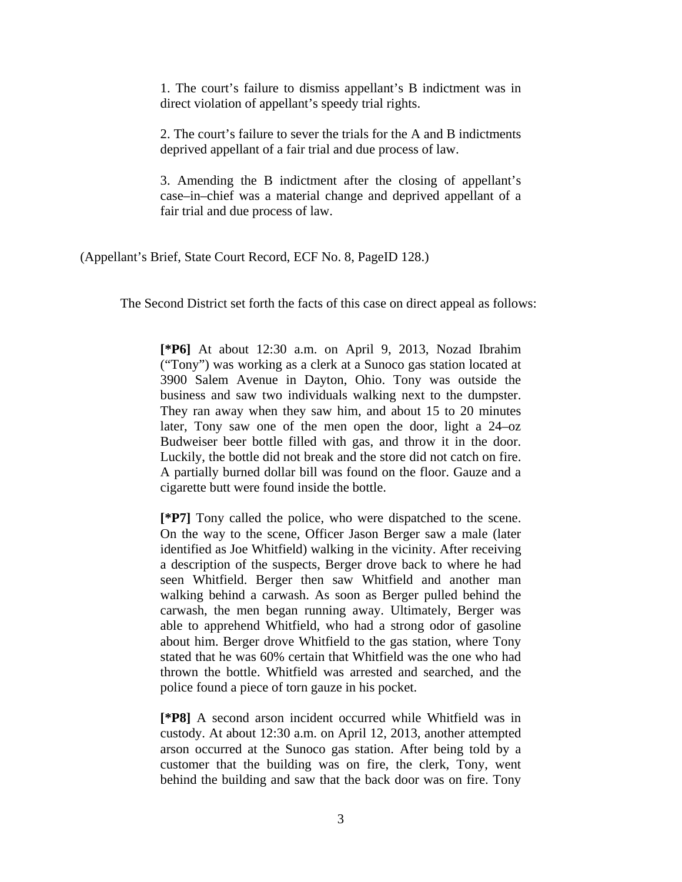> 1. The court's failure to dismiss appellant's B indictment was in direct violation of appellant's speedy trial rights.
>
> 2. The court's failure to sever the trials for the A and B indictments deprived appellant of a fair trial and due process of law.
>
> 3. Amending the B indictment after the closing of appellant's case–in–chief was a material change and deprived appellant of a fair trial and due process of law.

(Appellant's Brief, State Court Record, ECF No. 8, PageID 128.)

The Second District set forth the facts of this case on direct appeal as follows:

> **[*P6]** At about 12:30 a.m. on April 9, 2013, Nozad Ibrahim ("Tony") was working as a clerk at a Sunoco gas station located at 3900 Salem Avenue in Dayton, Ohio. Tony was outside the business and saw two individuals walking next to the dumpster. They ran away when they saw him, and about 15 to 20 minutes later, Tony saw one of the men open the door, light a 24–oz Budweiser beer bottle filled with gas, and throw it in the door. Luckily, the bottle did not break and the store did not catch on fire. A partially burned dollar bill was found on the floor. Gauze and a cigarette butt were found inside the bottle.
>
> **[*P7]** Tony called the police, who were dispatched to the scene. On the way to the scene, Officer Jason Berger saw a male (later identified as Joe Whitfield) walking in the vicinity. After receiving a description of the suspects, Berger drove back to where he had seen Whitfield. Berger then saw Whitfield and another man walking behind a carwash. As soon as Berger pulled behind the carwash, the men began running away. Ultimately, Berger was able to apprehend Whitfield, who had a strong odor of gasoline about him. Berger drove Whitfield to the gas station, where Tony stated that he was 60% certain that Whitfield was the one who had thrown the bottle. Whitfield was arrested and searched, and the police found a piece of torn gauze in his pocket.
>
> **[*P8]** A second arson incident occurred while Whitfield was in custody. At about 12:30 a.m. on April 12, 2013, another attempted arson occurred at the Sunoco gas station. After being told by a customer that the building was on fire, the clerk, Tony, went behind the building and saw that the back door was on fire. Tony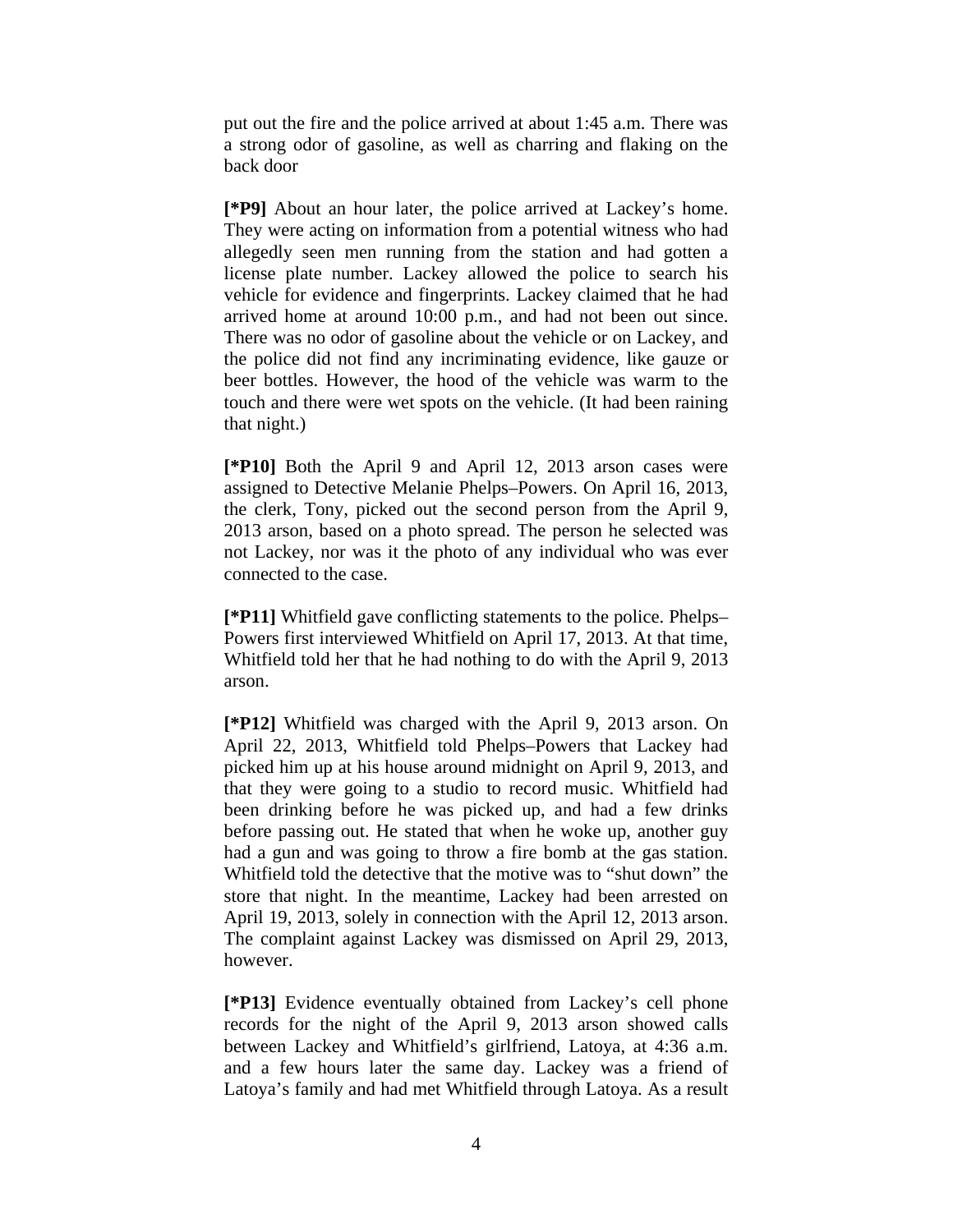put out the fire and the police arrived at about 1:45 a.m. There was a strong odor of gasoline, as well as charring and flaking on the back door

**[*P9]** About an hour later, the police arrived at Lackey's home. They were acting on information from a potential witness who had allegedly seen men running from the station and had gotten a license plate number. Lackey allowed the police to search his vehicle for evidence and fingerprints. Lackey claimed that he had arrived home at around 10:00 p.m., and had not been out since. There was no odor of gasoline about the vehicle or on Lackey, and the police did not find any incriminating evidence, like gauze or beer bottles. However, the hood of the vehicle was warm to the touch and there were wet spots on the vehicle. (It had been raining that night.)

**[*P10]** Both the April 9 and April 12, 2013 arson cases were assigned to Detective Melanie Phelps–Powers. On April 16, 2013, the clerk, Tony, picked out the second person from the April 9, 2013 arson, based on a photo spread. The person he selected was not Lackey, nor was it the photo of any individual who was ever connected to the case.

**[*P11]** Whitfield gave conflicting statements to the police. Phelps–Powers first interviewed Whitfield on April 17, 2013. At that time, Whitfield told her that he had nothing to do with the April 9, 2013 arson.

**[*P12]** Whitfield was charged with the April 9, 2013 arson. On April 22, 2013, Whitfield told Phelps–Powers that Lackey had picked him up at his house around midnight on April 9, 2013, and that they were going to a studio to record music. Whitfield had been drinking before he was picked up, and had a few drinks before passing out. He stated that when he woke up, another guy had a gun and was going to throw a fire bomb at the gas station. Whitfield told the detective that the motive was to "shut down" the store that night. In the meantime, Lackey had been arrested on April 19, 2013, solely in connection with the April 12, 2013 arson. The complaint against Lackey was dismissed on April 29, 2013, however.

**[*P13]** Evidence eventually obtained from Lackey's cell phone records for the night of the April 9, 2013 arson showed calls between Lackey and Whitfield's girlfriend, Latoya, at 4:36 a.m. and a few hours later the same day. Lackey was a friend of Latoya's family and had met Whitfield through Latoya. As a result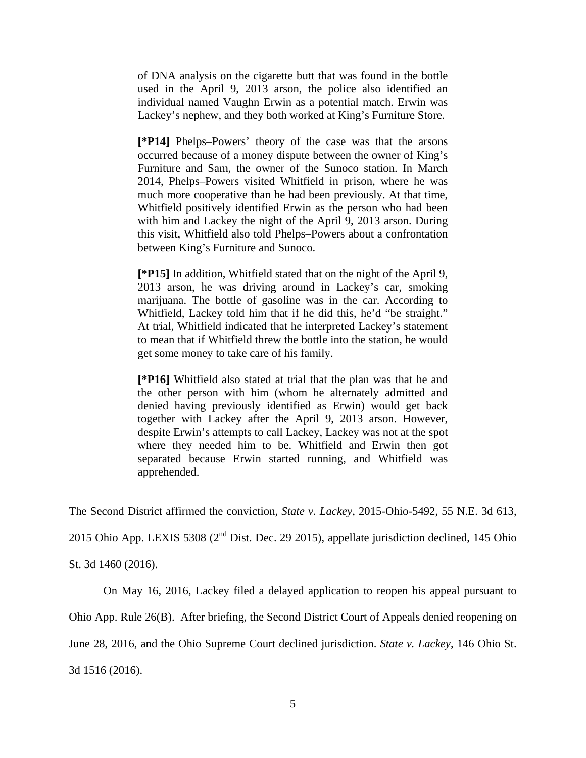> of DNA analysis on the cigarette butt that was found in the bottle used in the April 9, 2013 arson, the police also identified an individual named Vaughn Erwin as a potential match. Erwin was Lackey's nephew, and they both worked at King's Furniture Store.
>
> **[*P14]** Phelps–Powers' theory of the case was that the arsons occurred because of a money dispute between the owner of King's Furniture and Sam, the owner of the Sunoco station. In March 2014, Phelps–Powers visited Whitfield in prison, where he was much more cooperative than he had been previously. At that time, Whitfield positively identified Erwin as the person who had been with him and Lackey the night of the April 9, 2013 arson. During this visit, Whitfield also told Phelps–Powers about a confrontation between King's Furniture and Sunoco.
>
> **[*P15]** In addition, Whitfield stated that on the night of the April 9, 2013 arson, he was driving around in Lackey's car, smoking marijuana. The bottle of gasoline was in the car. According to Whitfield, Lackey told him that if he did this, he'd "be straight." At trial, Whitfield indicated that he interpreted Lackey's statement to mean that if Whitfield threw the bottle into the station, he would get some money to take care of his family.
>
> **[*P16]** Whitfield also stated at trial that the plan was that he and the other person with him (whom he alternately admitted and denied having previously identified as Erwin) would get back together with Lackey after the April 9, 2013 arson. However, despite Erwin's attempts to call Lackey, Lackey was not at the spot where they needed him to be. Whitfield and Erwin then got separated because Erwin started running, and Whitfield was apprehended.

The Second District affirmed the conviction, *State v. Lackey*, 2015-Ohio-5492, 55 N.E. 3d 613, 2015 Ohio App. LEXIS 5308 (2nd Dist. Dec. 29 2015), appellate jurisdiction declined, 145 Ohio St. 3d 1460 (2016).

On May 16, 2016, Lackey filed a delayed application to reopen his appeal pursuant to Ohio App. Rule 26(B). After briefing, the Second District Court of Appeals denied reopening on June 28, 2016, and the Ohio Supreme Court declined jurisdiction. *State v. Lackey*, 146 Ohio St. 3d 1516 (2016).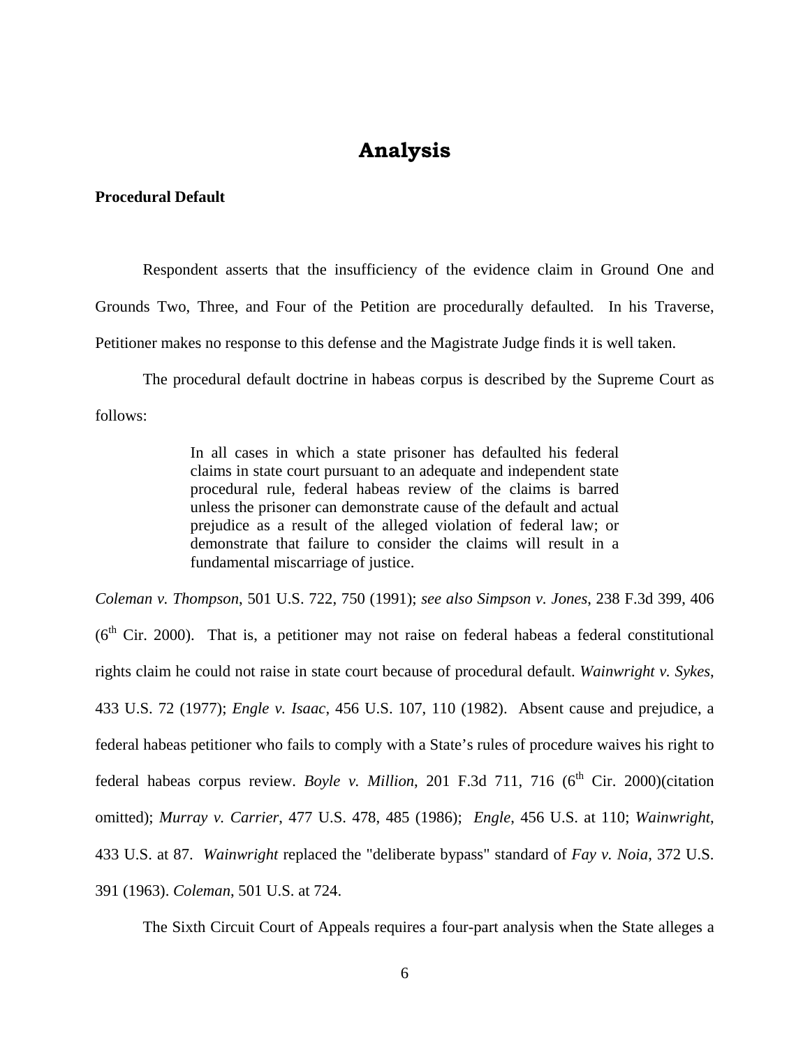# Analysis

**Procedural Default**

Respondent asserts that the insufficiency of the evidence claim in Ground One and Grounds Two, Three, and Four of the Petition are procedurally defaulted. In his Traverse, Petitioner makes no response to this defense and the Magistrate Judge finds it is well taken.

The procedural default doctrine in habeas corpus is described by the Supreme Court as follows:

> In all cases in which a state prisoner has defaulted his federal claims in state court pursuant to an adequate and independent state procedural rule, federal habeas review of the claims is barred unless the prisoner can demonstrate cause of the default and actual prejudice as a result of the alleged violation of federal law; or demonstrate that failure to consider the claims will result in a fundamental miscarriage of justice.

*Coleman v. Thompson*, 501 U.S. 722, 750 (1991); *see also Simpson v. Jones*, 238 F.3d 399, 406 (6th Cir. 2000). That is, a petitioner may not raise on federal habeas a federal constitutional rights claim he could not raise in state court because of procedural default. *Wainwright v. Sykes*, 433 U.S. 72 (1977); *Engle v. Isaac*, 456 U.S. 107, 110 (1982). Absent cause and prejudice, a federal habeas petitioner who fails to comply with a State's rules of procedure waives his right to federal habeas corpus review. *Boyle v. Million*, 201 F.3d 711, 716 (6th Cir. 2000)(citation omitted); *Murray v. Carrier*, 477 U.S. 478, 485 (1986); *Engle*, 456 U.S. at 110; *Wainwright*, 433 U.S. at 87. *Wainwright* replaced the "deliberate bypass" standard of *Fay v. Noia*, 372 U.S. 391 (1963). *Coleman*, 501 U.S. at 724.

The Sixth Circuit Court of Appeals requires a four-part analysis when the State alleges a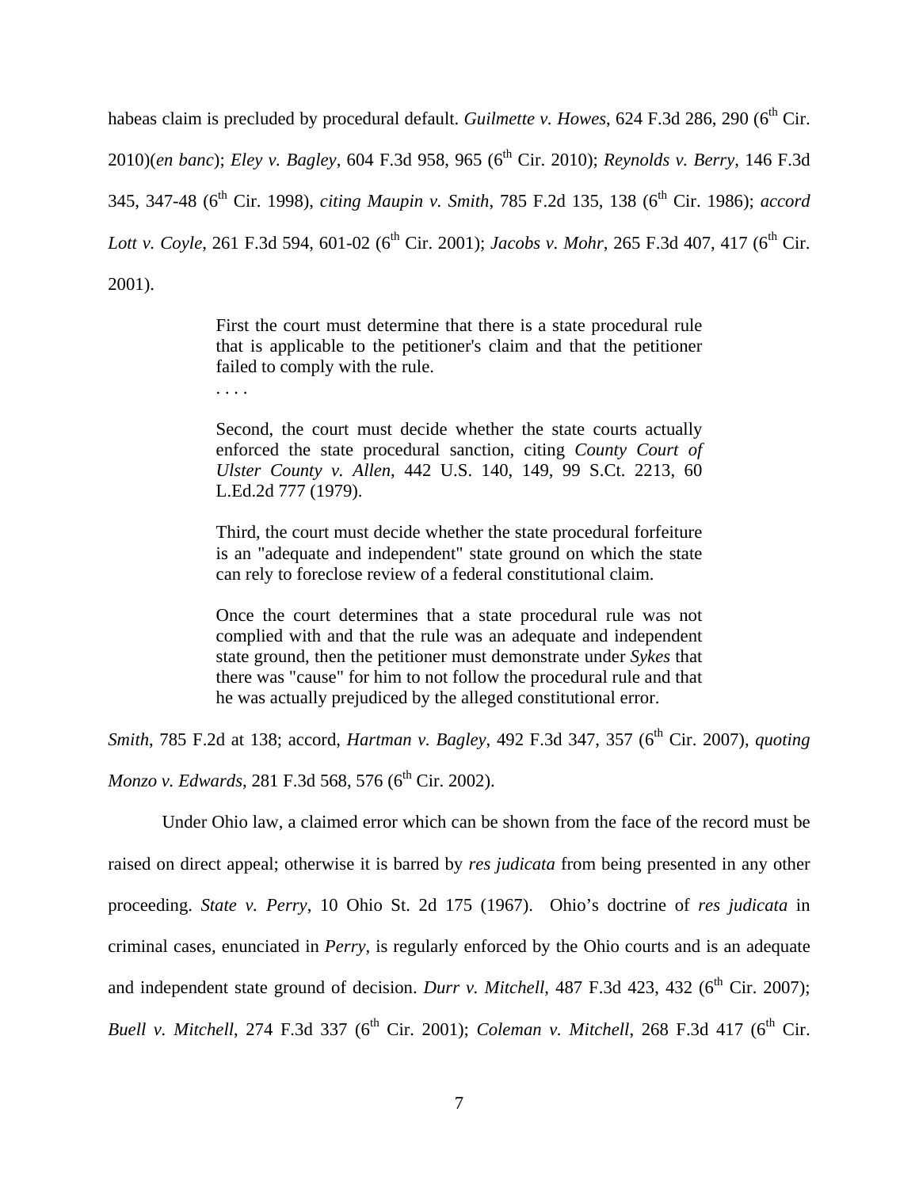habeas claim is precluded by procedural default. *Guilmette v. Howes*, 624 F.3d 286, 290 (6th Cir. 2010)(*en banc*); *Eley v. Bagley*, 604 F.3d 958, 965 (6th Cir. 2010); *Reynolds v. Berry*, 146 F.3d 345, 347-48 (6th Cir. 1998), *citing Maupin v. Smith*, 785 F.2d 135, 138 (6th Cir. 1986); *accord Lott v. Coyle*, 261 F.3d 594, 601-02 (6th Cir. 2001); *Jacobs v. Mohr*, 265 F.3d 407, 417 (6th Cir. 2001).

> First the court must determine that there is a state procedural rule that is applicable to the petitioner's claim and that the petitioner failed to comply with the rule.
>
> . . . .
>
> Second, the court must decide whether the state courts actually enforced the state procedural sanction, citing *County Court of Ulster County v. Allen*, 442 U.S. 140, 149, 99 S.Ct. 2213, 60 L.Ed.2d 777 (1979).
>
> Third, the court must decide whether the state procedural forfeiture is an "adequate and independent" state ground on which the state can rely to foreclose review of a federal constitutional claim.
>
> Once the court determines that a state procedural rule was not complied with and that the rule was an adequate and independent state ground, then the petitioner must demonstrate under *Sykes* that there was "cause" for him to not follow the procedural rule and that he was actually prejudiced by the alleged constitutional error.

*Smith*, 785 F.2d at 138; accord, *Hartman v. Bagley*, 492 F.3d 347, 357 (6th Cir. 2007), *quoting Monzo v. Edwards*, 281 F.3d 568, 576 (6th Cir. 2002).

Under Ohio law, a claimed error which can be shown from the face of the record must be raised on direct appeal; otherwise it is barred by *res judicata* from being presented in any other proceeding. *State v. Perry*, 10 Ohio St. 2d 175 (1967). Ohio's doctrine of *res judicata* in criminal cases, enunciated in *Perry*, is regularly enforced by the Ohio courts and is an adequate and independent state ground of decision. *Durr v. Mitchell*, 487 F.3d 423, 432 (6th Cir. 2007); *Buell v. Mitchell*, 274 F.3d 337 (6th Cir. 2001); *Coleman v. Mitchell*, 268 F.3d 417 (6th Cir.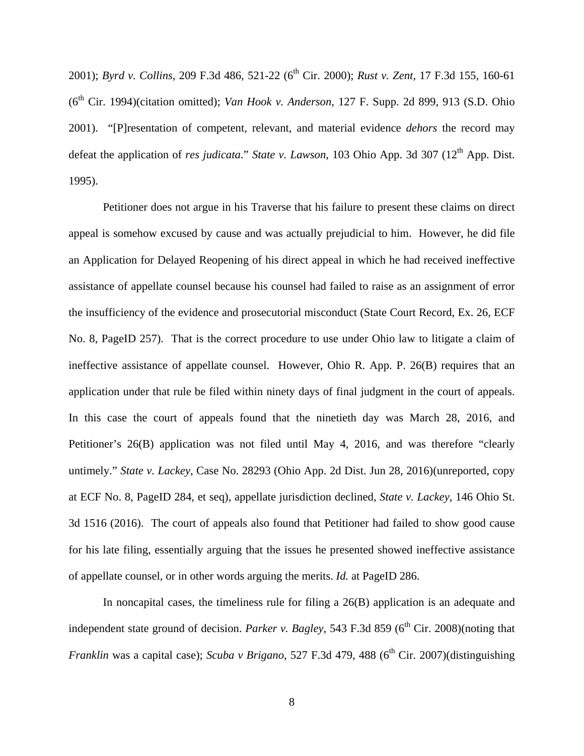2001); *Byrd v. Collins*, 209 F.3d 486, 521-22 (6th Cir. 2000); *Rust v. Zent*, 17 F.3d 155, 160-61 (6th Cir. 1994)(citation omitted); *Van Hook v. Anderson*, 127 F. Supp. 2d 899, 913 (S.D. Ohio 2001). "[P]resentation of competent, relevant, and material evidence *dehors* the record may defeat the application of *res judicata*." *State v. Lawson*, 103 Ohio App. 3d 307 (12th App. Dist. 1995).

Petitioner does not argue in his Traverse that his failure to present these claims on direct appeal is somehow excused by cause and was actually prejudicial to him. However, he did file an Application for Delayed Reopening of his direct appeal in which he had received ineffective assistance of appellate counsel because his counsel had failed to raise as an assignment of error the insufficiency of the evidence and prosecutorial misconduct (State Court Record, Ex. 26, ECF No. 8, PageID 257). That is the correct procedure to use under Ohio law to litigate a claim of ineffective assistance of appellate counsel. However, Ohio R. App. P. 26(B) requires that an application under that rule be filed within ninety days of final judgment in the court of appeals. In this case the court of appeals found that the ninetieth day was March 28, 2016, and Petitioner's 26(B) application was not filed until May 4, 2016, and was therefore "clearly untimely." *State v. Lackey*, Case No. 28293 (Ohio App. 2d Dist. Jun 28, 2016)(unreported, copy at ECF No. 8, PageID 284, et seq), appellate jurisdiction declined, *State v. Lackey*, 146 Ohio St. 3d 1516 (2016). The court of appeals also found that Petitioner had failed to show good cause for his late filing, essentially arguing that the issues he presented showed ineffective assistance of appellate counsel, or in other words arguing the merits. *Id.* at PageID 286.

In noncapital cases, the timeliness rule for filing a 26(B) application is an adequate and independent state ground of decision. *Parker v. Bagley*, 543 F.3d 859 (6th Cir. 2008)(noting that *Franklin* was a capital case); *Scuba v Brigano*, 527 F.3d 479, 488 (6th Cir. 2007)(distinguishing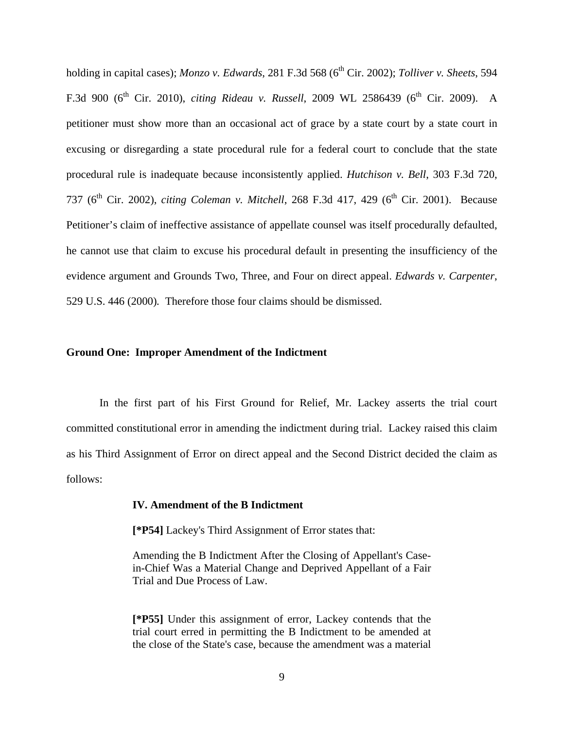holding in capital cases); *Monzo v. Edwards*, 281 F.3d 568 (6th Cir. 2002); *Tolliver v. Sheets*, 594 F.3d 900 (6th Cir. 2010), *citing Rideau v. Russell*, 2009 WL 2586439 (6th Cir. 2009). A petitioner must show more than an occasional act of grace by a state court by a state court in excusing or disregarding a state procedural rule for a federal court to conclude that the state procedural rule is inadequate because inconsistently applied. *Hutchison v. Bell*, 303 F.3d 720, 737 (6th Cir. 2002), *citing Coleman v. Mitchell*, 268 F.3d 417, 429 (6th Cir. 2001). Because Petitioner's claim of ineffective assistance of appellate counsel was itself procedurally defaulted, he cannot use that claim to excuse his procedural default in presenting the insufficiency of the evidence argument and Grounds Two, Three, and Four on direct appeal. *Edwards v. Carpenter*, 529 U.S. 446 (2000). Therefore those four claims should be dismissed.

## Ground One: Improper Amendment of the Indictment

In the first part of his First Ground for Relief, Mr. Lackey asserts the trial court committed constitutional error in amending the indictment during trial. Lackey raised this claim as his Third Assignment of Error on direct appeal and the Second District decided the claim as follows:

> **IV. Amendment of the B Indictment**
>
> **[*P54]** Lackey's Third Assignment of Error states that:
>
> Amending the B Indictment After the Closing of Appellant's Case-in-Chief Was a Material Change and Deprived Appellant of a Fair Trial and Due Process of Law.
>
> **[*P55]** Under this assignment of error, Lackey contends that the trial court erred in permitting the B Indictment to be amended at the close of the State's case, because the amendment was a material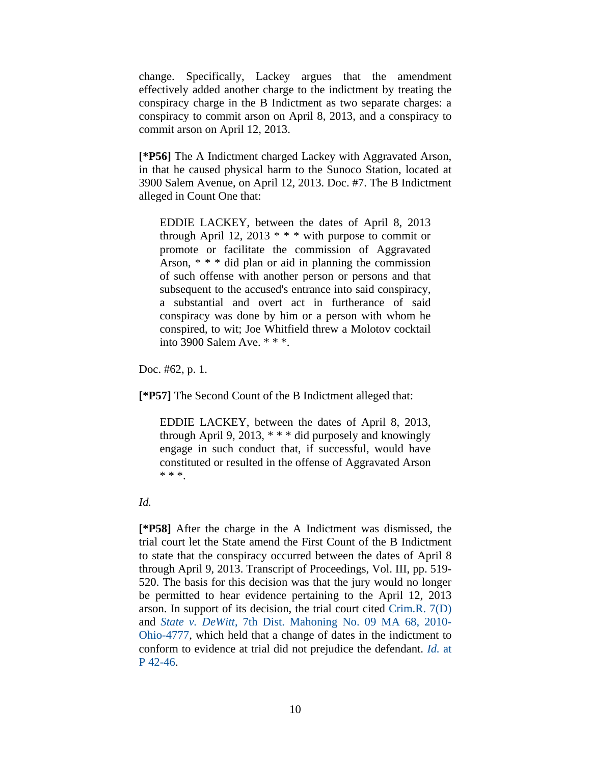change. Specifically, Lackey argues that the amendment effectively added another charge to the indictment by treating the conspiracy charge in the B Indictment as two separate charges: a conspiracy to commit arson on April 8, 2013, and a conspiracy to commit arson on April 12, 2013.

**[*P56]** The A Indictment charged Lackey with Aggravated Arson, in that he caused physical harm to the Sunoco Station, located at 3900 Salem Avenue, on April 12, 2013. Doc. #7. The B Indictment alleged in Count One that:

> EDDIE LACKEY, between the dates of April 8, 2013 through April 12, 2013 * * * with purpose to commit or promote or facilitate the commission of Aggravated Arson, * * * did plan or aid in planning the commission of such offense with another person or persons and that subsequent to the accused's entrance into said conspiracy, a substantial and overt act in furtherance of said conspiracy was done by him or a person with whom he conspired, to wit; Joe Whitfield threw a Molotov cocktail into 3900 Salem Ave. * * *.

Doc. #62, p. 1.

**[*P57]** The Second Count of the B Indictment alleged that:

> EDDIE LACKEY, between the dates of April 8, 2013, through April 9, 2013, * * * did purposely and knowingly engage in such conduct that, if successful, would have constituted or resulted in the offense of Aggravated Arson * * *.

*Id.*

**[*P58]** After the charge in the A Indictment was dismissed, the trial court let the State amend the First Count of the B Indictment to state that the conspiracy occurred between the dates of April 8 through April 9, 2013. Transcript of Proceedings, Vol. III, pp. 519-520. The basis for this decision was that the jury would no longer be permitted to hear evidence pertaining to the April 12, 2013 arson. In support of its decision, the trial court cited Crim.R. 7(D) and *State v. DeWitt*, 7th Dist. Mahoning No. 09 MA 68, 2010-Ohio-4777, which held that a change of dates in the indictment to conform to evidence at trial did not prejudice the defendant. *Id.* at P 42-46.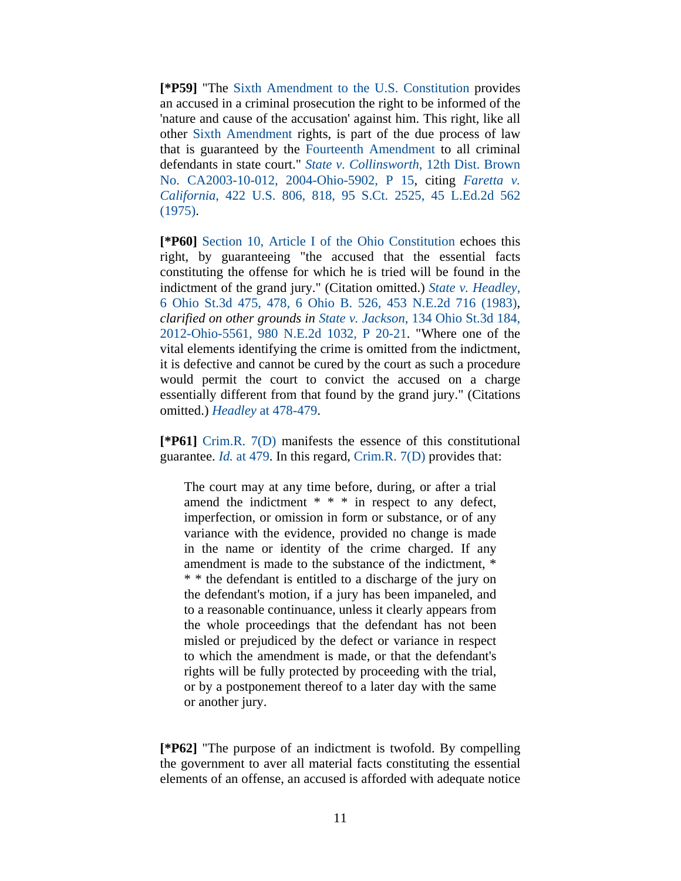**[*P59]** "The Sixth Amendment to the U.S. Constitution provides an accused in a criminal prosecution the right to be informed of the 'nature and cause of the accusation' against him. This right, like all other Sixth Amendment rights, is part of the due process of law that is guaranteed by the Fourteenth Amendment to all criminal defendants in state court." *State v. Collinsworth*, 12th Dist. Brown No. CA2003-10-012, 2004-Ohio-5902, P 15, citing *Faretta v. California*, 422 U.S. 806, 818, 95 S.Ct. 2525, 45 L.Ed.2d 562 (1975).

**[*P60]** Section 10, Article I of the Ohio Constitution echoes this right, by guaranteeing "the accused that the essential facts constituting the offense for which he is tried will be found in the indictment of the grand jury." (Citation omitted.) *State v. Headley*, 6 Ohio St.3d 475, 478, 6 Ohio B. 526, 453 N.E.2d 716 (1983), *clarified on other grounds in State v. Jackson*, 134 Ohio St.3d 184, 2012-Ohio-5561, 980 N.E.2d 1032, P 20-21. "Where one of the vital elements identifying the crime is omitted from the indictment, it is defective and cannot be cured by the court as such a procedure would permit the court to convict the accused on a charge essentially different from that found by the grand jury." (Citations omitted.) *Headley* at 478-479.

**[*P61]** Crim.R. 7(D) manifests the essence of this constitutional guarantee. *Id.* at 479. In this regard, Crim.R. 7(D) provides that:

> The court may at any time before, during, or after a trial amend the indictment * * * in respect to any defect, imperfection, or omission in form or substance, or of any variance with the evidence, provided no change is made in the name or identity of the crime charged. If any amendment is made to the substance of the indictment, * * * the defendant is entitled to a discharge of the jury on the defendant's motion, if a jury has been impaneled, and to a reasonable continuance, unless it clearly appears from the whole proceedings that the defendant has not been misled or prejudiced by the defect or variance in respect to which the amendment is made, or that the defendant's rights will be fully protected by proceeding with the trial, or by a postponement thereof to a later day with the same or another jury.

**[*P62]** "The purpose of an indictment is twofold. By compelling the government to aver all material facts constituting the essential elements of an offense, an accused is afforded with adequate notice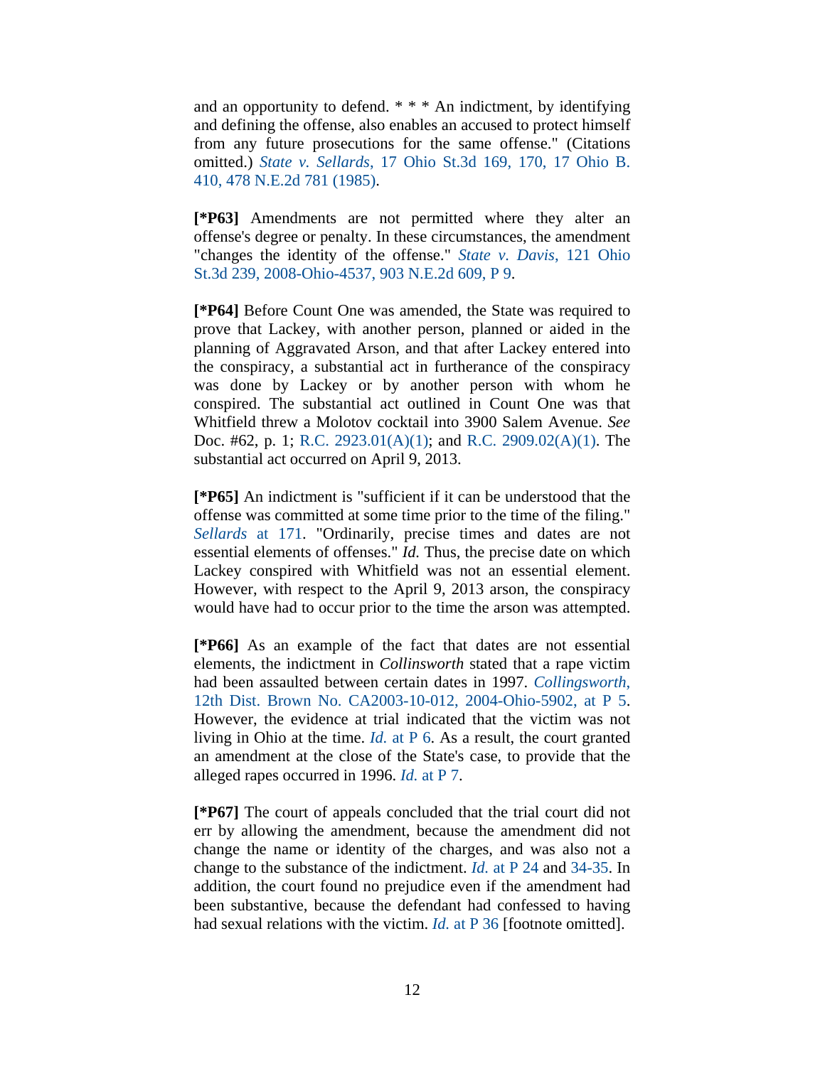and an opportunity to defend. * * * An indictment, by identifying and defining the offense, also enables an accused to protect himself from any future prosecutions for the same offense." (Citations omitted.) *State v. Sellards*, 17 Ohio St.3d 169, 170, 17 Ohio B. 410, 478 N.E.2d 781 (1985).

**[*P63]** Amendments are not permitted where they alter an offense's degree or penalty. In these circumstances, the amendment "changes the identity of the offense." *State v. Davis*, 121 Ohio St.3d 239, 2008-Ohio-4537, 903 N.E.2d 609, P 9.

**[*P64]** Before Count One was amended, the State was required to prove that Lackey, with another person, planned or aided in the planning of Aggravated Arson, and that after Lackey entered into the conspiracy, a substantial act in furtherance of the conspiracy was done by Lackey or by another person with whom he conspired. The substantial act outlined in Count One was that Whitfield threw a Molotov cocktail into 3900 Salem Avenue. *See* Doc. #62, p. 1; R.C. 2923.01(A)(1); and R.C. 2909.02(A)(1). The substantial act occurred on April 9, 2013.

**[*P65]** An indictment is "sufficient if it can be understood that the offense was committed at some time prior to the time of the filing." *Sellards* at 171. "Ordinarily, precise times and dates are not essential elements of offenses." *Id.* Thus, the precise date on which Lackey conspired with Whitfield was not an essential element. However, with respect to the April 9, 2013 arson, the conspiracy would have had to occur prior to the time the arson was attempted.

**[*P66]** As an example of the fact that dates are not essential elements, the indictment in *Collinsworth* stated that a rape victim had been assaulted between certain dates in 1997. *Collingsworth*, 12th Dist. Brown No. CA2003-10-012, 2004-Ohio-5902, at P 5. However, the evidence at trial indicated that the victim was not living in Ohio at the time. *Id.* at P 6. As a result, the court granted an amendment at the close of the State's case, to provide that the alleged rapes occurred in 1996. *Id.* at P 7.

**[*P67]** The court of appeals concluded that the trial court did not err by allowing the amendment, because the amendment did not change the name or identity of the charges, and was also not a change to the substance of the indictment. *Id.* at P 24 and 34-35. In addition, the court found no prejudice even if the amendment had been substantive, because the defendant had confessed to having had sexual relations with the victim. *Id.* at P 36 [footnote omitted].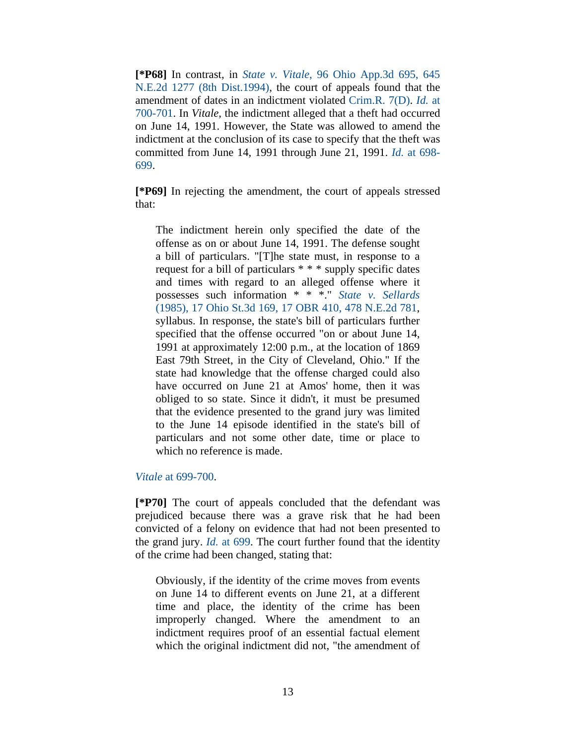**[*P68]** In contrast, in *State v. Vitale*, 96 Ohio App.3d 695, 645 N.E.2d 1277 (8th Dist.1994), the court of appeals found that the amendment of dates in an indictment violated Crim.R. 7(D). *Id.* at 700-701. In *Vitale*, the indictment alleged that a theft had occurred on June 14, 1991. However, the State was allowed to amend the indictment at the conclusion of its case to specify that the theft was committed from June 14, 1991 through June 21, 1991. *Id.* at 698-699.

**[*P69]** In rejecting the amendment, the court of appeals stressed that:

> The indictment herein only specified the date of the offense as on or about June 14, 1991. The defense sought a bill of particulars. "[T]he state must, in response to a request for a bill of particulars * * * supply specific dates and times with regard to an alleged offense where it possesses such information * * *." *State v. Sellards* (1985), 17 Ohio St.3d 169, 17 OBR 410, 478 N.E.2d 781, syllabus. In response, the state's bill of particulars further specified that the offense occurred "on or about June 14, 1991 at approximately 12:00 p.m., at the location of 1869 East 79th Street, in the City of Cleveland, Ohio." If the state had knowledge that the offense charged could also have occurred on June 21 at Amos' home, then it was obliged to so state. Since it didn't, it must be presumed that the evidence presented to the grand jury was limited to the June 14 episode identified in the state's bill of particulars and not some other date, time or place to which no reference is made.

*Vitale* at 699-700.

**[*P70]** The court of appeals concluded that the defendant was prejudiced because there was a grave risk that he had been convicted of a felony on evidence that had not been presented to the grand jury. *Id.* at 699. The court further found that the identity of the crime had been changed, stating that:

> Obviously, if the identity of the crime moves from events on June 14 to different events on June 21, at a different time and place, the identity of the crime has been improperly changed. Where the amendment to an indictment requires proof of an essential factual element which the original indictment did not, "the amendment of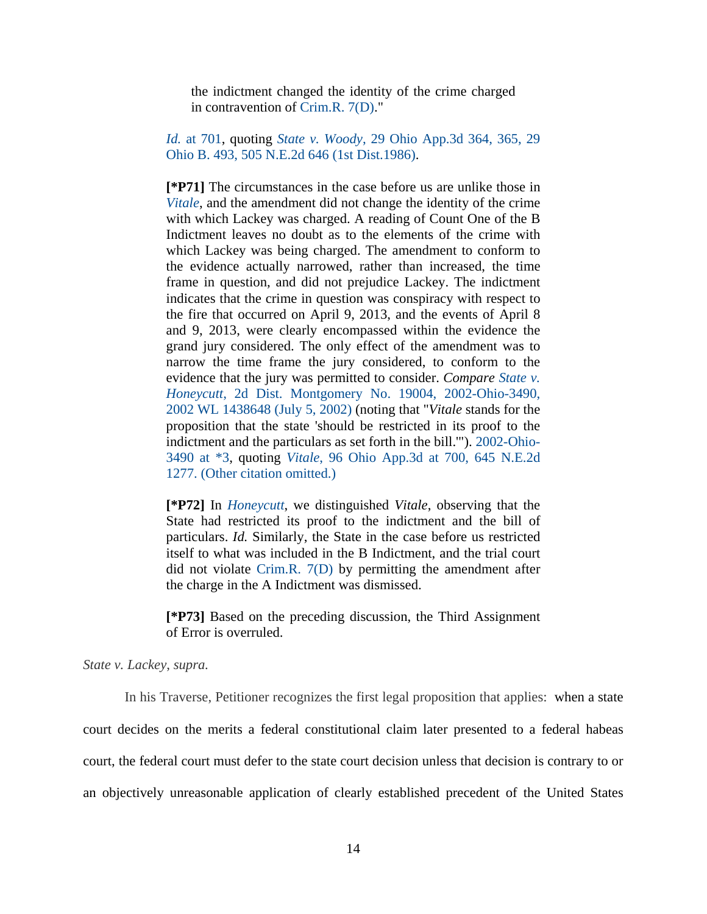> the indictment changed the identity of the crime charged in contravention of Crim.R. 7(D)."
>
> *Id.* at 701, quoting *State v. Woody*, 29 Ohio App.3d 364, 365, 29 Ohio B. 493, 505 N.E.2d 646 (1st Dist.1986).
>
> **[*P71]** The circumstances in the case before us are unlike those in *Vitale*, and the amendment did not change the identity of the crime with which Lackey was charged. A reading of Count One of the B Indictment leaves no doubt as to the elements of the crime with which Lackey was being charged. The amendment to conform to the evidence actually narrowed, rather than increased, the time frame in question, and did not prejudice Lackey. The indictment indicates that the crime in question was conspiracy with respect to the fire that occurred on April 9, 2013, and the events of April 8 and 9, 2013, were clearly encompassed within the evidence the grand jury considered. The only effect of the amendment was to narrow the time frame the jury considered, to conform to the evidence that the jury was permitted to consider. *Compare* State v. Honeycutt, 2d Dist. Montgomery No. 19004, 2002-Ohio-3490, 2002 WL 1438648 (July 5, 2002) (noting that "*Vitale* stands for the proposition that the state 'should be restricted in its proof to the indictment and the particulars as set forth in the bill.'"). 2002-Ohio-3490 at *3, quoting *Vitale*, 96 Ohio App.3d at 700, 645 N.E.2d 1277. (Other citation omitted.)
>
> **[*P72]** In *Honeycutt*, we distinguished *Vitale*, observing that the State had restricted its proof to the indictment and the bill of particulars. *Id.* Similarly, the State in the case before us restricted itself to what was included in the B Indictment, and the trial court did not violate Crim.R. 7(D) by permitting the amendment after the charge in the A Indictment was dismissed.
>
> **[*P73]** Based on the preceding discussion, the Third Assignment of Error is overruled.

*State v. Lackey*, *supra*.

In his Traverse, Petitioner recognizes the first legal proposition that applies: when a state court decides on the merits a federal constitutional claim later presented to a federal habeas court, the federal court must defer to the state court decision unless that decision is contrary to or an objectively unreasonable application of clearly established precedent of the United States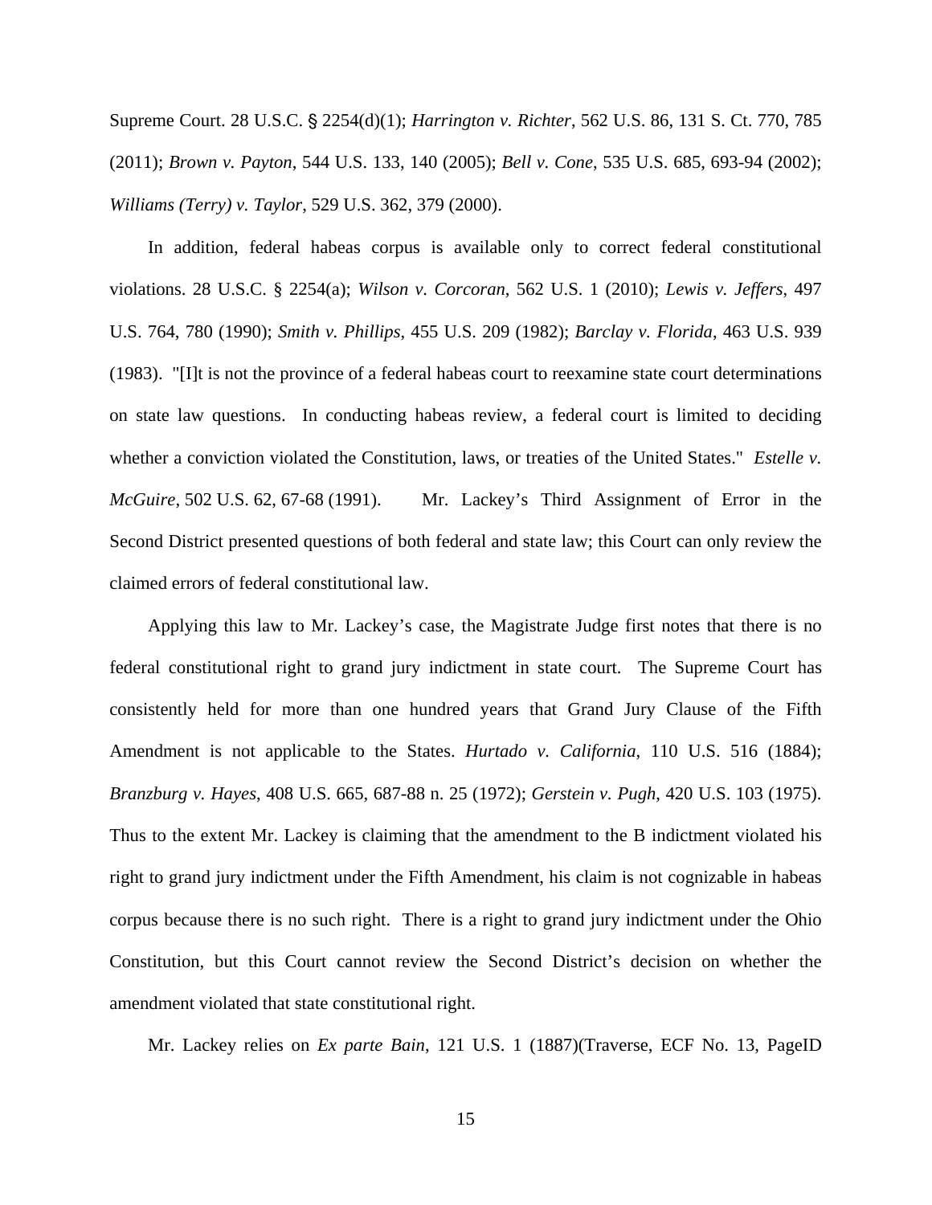Supreme Court. 28 U.S.C. § 2254(d)(1); *Harrington v. Richter*, 562 U.S. 86, 131 S. Ct. 770, 785 (2011); *Brown v. Payton*, 544 U.S. 133, 140 (2005); *Bell v. Cone*, 535 U.S. 685, 693-94 (2002); *Williams (Terry) v. Taylor*, 529 U.S. 362, 379 (2000).

In addition, federal habeas corpus is available only to correct federal constitutional violations. 28 U.S.C. § 2254(a); *Wilson v. Corcoran*, 562 U.S. 1 (2010); *Lewis v. Jeffers*, 497 U.S. 764, 780 (1990); *Smith v. Phillips*, 455 U.S. 209 (1982); *Barclay v. Florida*, 463 U.S. 939 (1983). "[I]t is not the province of a federal habeas court to reexamine state court determinations on state law questions. In conducting habeas review, a federal court is limited to deciding whether a conviction violated the Constitution, laws, or treaties of the United States." *Estelle v. McGuire*, 502 U.S. 62, 67-68 (1991). Mr. Lackey's Third Assignment of Error in the Second District presented questions of both federal and state law; this Court can only review the claimed errors of federal constitutional law.

Applying this law to Mr. Lackey's case, the Magistrate Judge first notes that there is no federal constitutional right to grand jury indictment in state court. The Supreme Court has consistently held for more than one hundred years that Grand Jury Clause of the Fifth Amendment is not applicable to the States. *Hurtado v. California*, 110 U.S. 516 (1884); *Branzburg v. Hayes*, 408 U.S. 665, 687-88 n. 25 (1972); *Gerstein v. Pugh*, 420 U.S. 103 (1975). Thus to the extent Mr. Lackey is claiming that the amendment to the B indictment violated his right to grand jury indictment under the Fifth Amendment, his claim is not cognizable in habeas corpus because there is no such right. There is a right to grand jury indictment under the Ohio Constitution, but this Court cannot review the Second District's decision on whether the amendment violated that state constitutional right.

Mr. Lackey relies on *Ex parte Bain*, 121 U.S. 1 (1887)(Traverse, ECF No. 13, PageID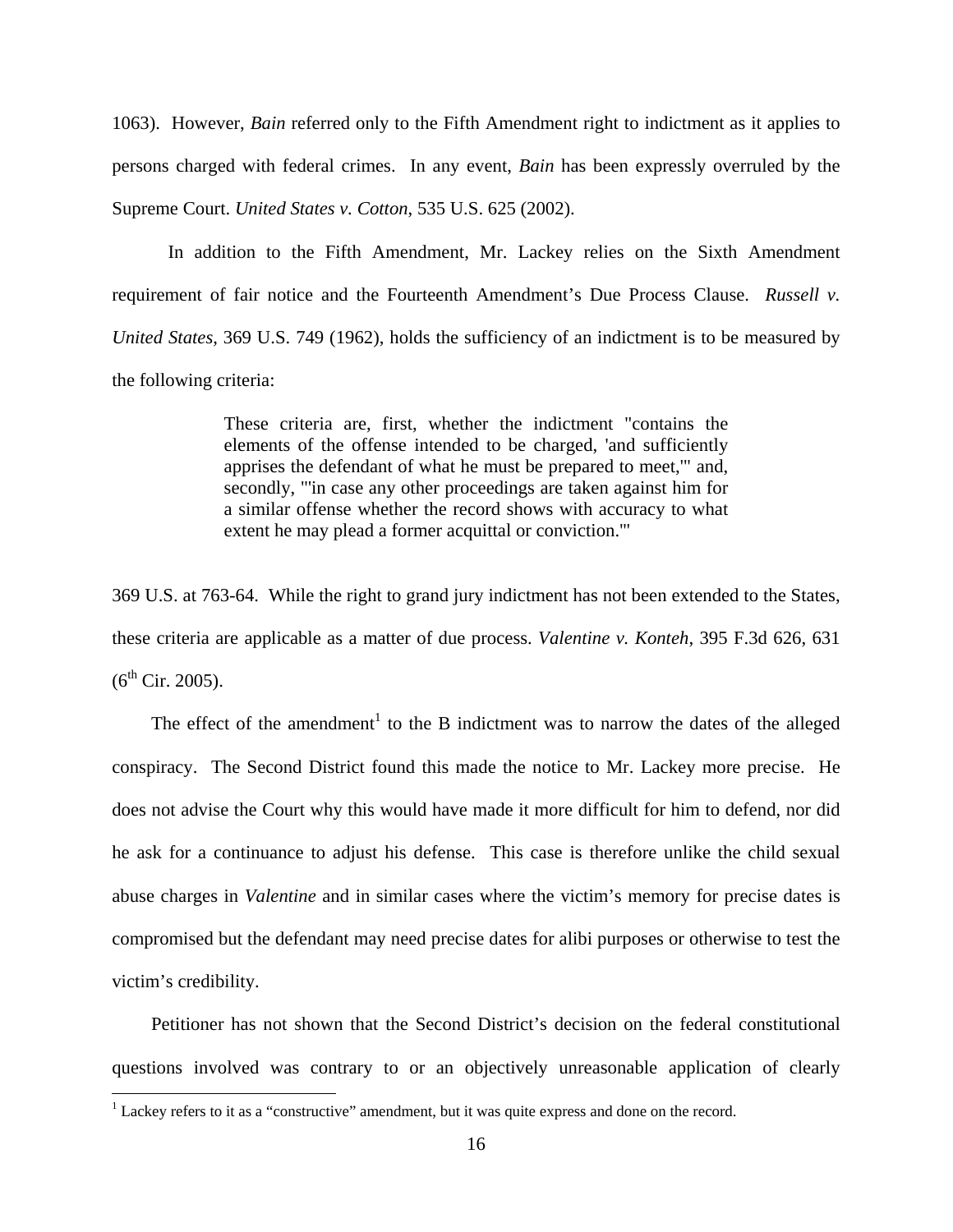1063). However, *Bain* referred only to the Fifth Amendment right to indictment as it applies to persons charged with federal crimes. In any event, *Bain* has been expressly overruled by the Supreme Court. *United States v. Cotton*, 535 U.S. 625 (2002).

In addition to the Fifth Amendment, Mr. Lackey relies on the Sixth Amendment requirement of fair notice and the Fourteenth Amendment's Due Process Clause. *Russell v. United States*, 369 U.S. 749 (1962), holds the sufficiency of an indictment is to be measured by the following criteria:

> These criteria are, first, whether the indictment "contains the elements of the offense intended to be charged, 'and sufficiently apprises the defendant of what he must be prepared to meet,'" and, secondly, "'in case any other proceedings are taken against him for a similar offense whether the record shows with accuracy to what extent he may plead a former acquittal or conviction.'"

369 U.S. at 763-64. While the right to grand jury indictment has not been extended to the States, these criteria are applicable as a matter of due process. *Valentine v. Konteh*, 395 F.3d 626, 631 (6th Cir. 2005).

The effect of the amendment[1] to the B indictment was to narrow the dates of the alleged conspiracy. The Second District found this made the notice to Mr. Lackey more precise. He does not advise the Court why this would have made it more difficult for him to defend, nor did he ask for a continuance to adjust his defense. This case is therefore unlike the child sexual abuse charges in *Valentine* and in similar cases where the victim's memory for precise dates is compromised but the defendant may need precise dates for alibi purposes or otherwise to test the victim's credibility.

Petitioner has not shown that the Second District's decision on the federal constitutional questions involved was contrary to or an objectively unreasonable application of clearly

[1] Lackey refers to it as a "constructive" amendment, but it was quite express and done on the record.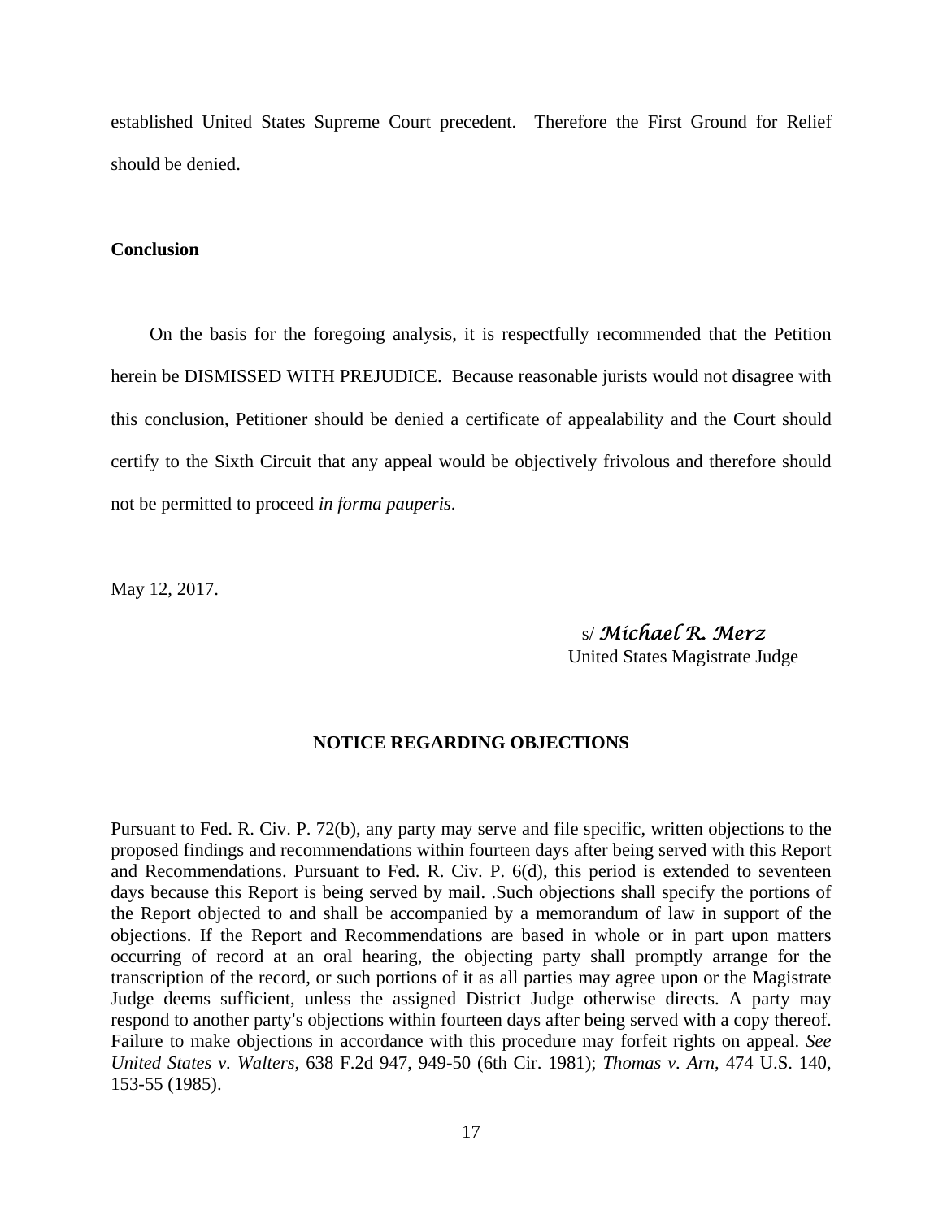established United States Supreme Court precedent. Therefore the First Ground for Relief should be denied.

## Conclusion

On the basis for the foregoing analysis, it is respectfully recommended that the Petition herein be DISMISSED WITH PREJUDICE. Because reasonable jurists would not disagree with this conclusion, Petitioner should be denied a certificate of appealability and the Court should certify to the Sixth Circuit that any appeal would be objectively frivolous and therefore should not be permitted to proceed *in forma pauperis*.

May 12, 2017.

s/ *Michael R. Merz*
United States Magistrate Judge

## NOTICE REGARDING OBJECTIONS

Pursuant to Fed. R. Civ. P. 72(b), any party may serve and file specific, written objections to the proposed findings and recommendations within fourteen days after being served with this Report and Recommendations. Pursuant to Fed. R. Civ. P. 6(d), this period is extended to seventeen days because this Report is being served by mail. .Such objections shall specify the portions of the Report objected to and shall be accompanied by a memorandum of law in support of the objections. If the Report and Recommendations are based in whole or in part upon matters occurring of record at an oral hearing, the objecting party shall promptly arrange for the transcription of the record, or such portions of it as all parties may agree upon or the Magistrate Judge deems sufficient, unless the assigned District Judge otherwise directs. A party may respond to another party's objections within fourteen days after being served with a copy thereof. Failure to make objections in accordance with this procedure may forfeit rights on appeal. *See United States v. Walters*, 638 F.2d 947, 949-50 (6th Cir. 1981); *Thomas v. Arn*, 474 U.S. 140, 153-55 (1985).